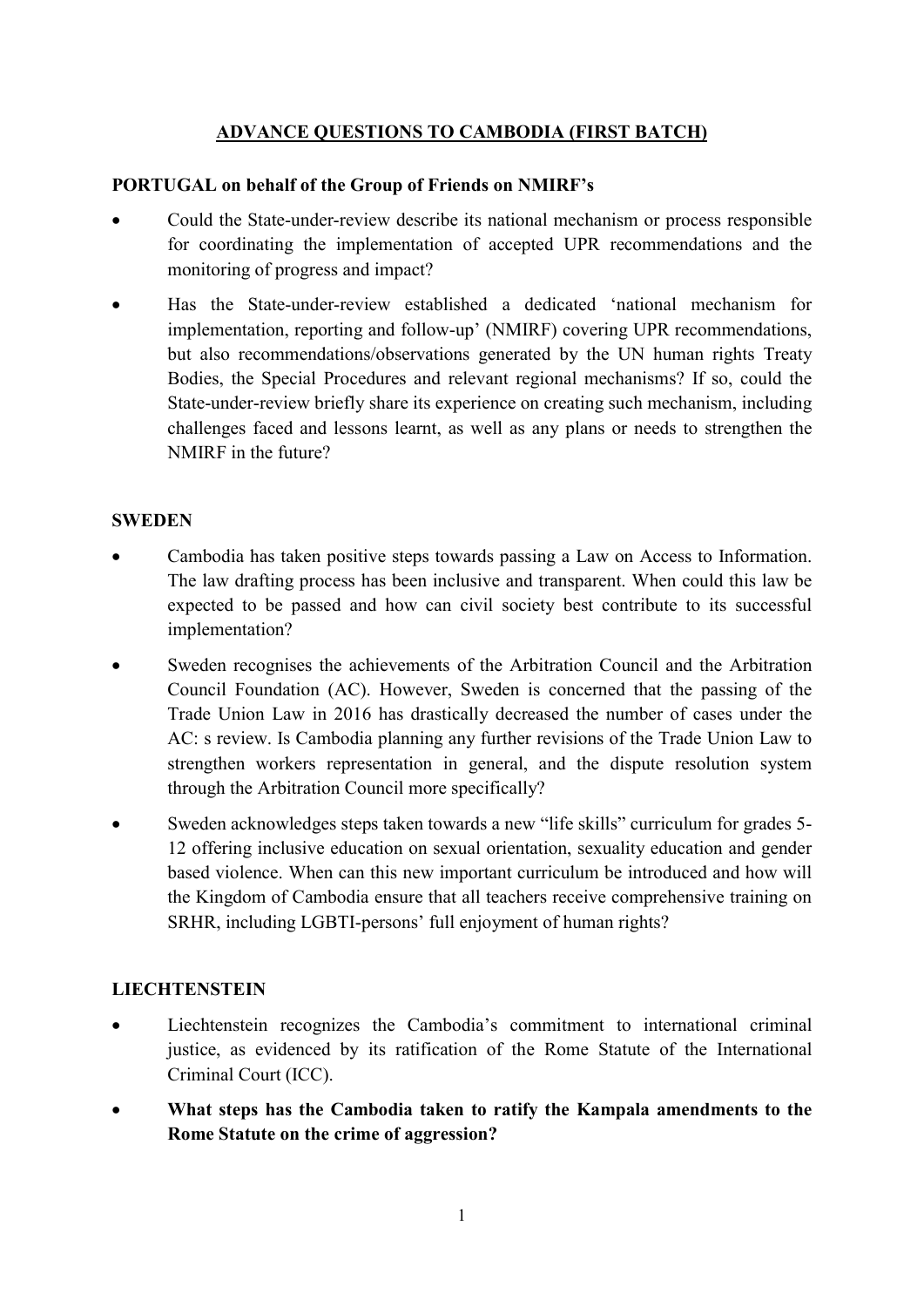# ADVANCE QUESTIONS TO CAMBODIA (FIRST BATCH)

## PORTUGAL on behalf of the Group of Friends on NMIRF's

- Could the State-under-review describe its national mechanism or process responsible for coordinating the implementation of accepted UPR recommendations and the monitoring of progress and impact?
- Has the State-under-review established a dedicated 'national mechanism for implementation, reporting and follow-up' (NMIRF) covering UPR recommendations, but also recommendations/observations generated by the UN human rights Treaty Bodies, the Special Procedures and relevant regional mechanisms? If so, could the State-under-review briefly share its experience on creating such mechanism, including challenges faced and lessons learnt, as well as any plans or needs to strengthen the NMIRF in the future?

## SWEDEN

- Cambodia has taken positive steps towards passing a Law on Access to Information. The law drafting process has been inclusive and transparent. When could this law be expected to be passed and how can civil society best contribute to its successful implementation?
- Sweden recognises the achievements of the Arbitration Council and the Arbitration Council Foundation (AC). However, Sweden is concerned that the passing of the Trade Union Law in 2016 has drastically decreased the number of cases under the AC: s review. Is Cambodia planning any further revisions of the Trade Union Law to strengthen workers representation in general, and the dispute resolution system through the Arbitration Council more specifically?
- Sweden acknowledges steps taken towards a new "life skills" curriculum for grades 5-12 offering inclusive education on sexual orientation, sexuality education and gender based violence. When can this new important curriculum be introduced and how will the Kingdom of Cambodia ensure that all teachers receive comprehensive training on SRHR, including LGBTI-persons' full enjoyment of human rights?

## LIECHTENSTEIN

- Liechtenstein recognizes the Cambodia's commitment to international criminal justice, as evidenced by its ratification of the Rome Statute of the International Criminal Court (ICC).
- **What steps has the Cambodia taken to ratify the Kampala amendments to the Rome Statute on the crime of aggression?**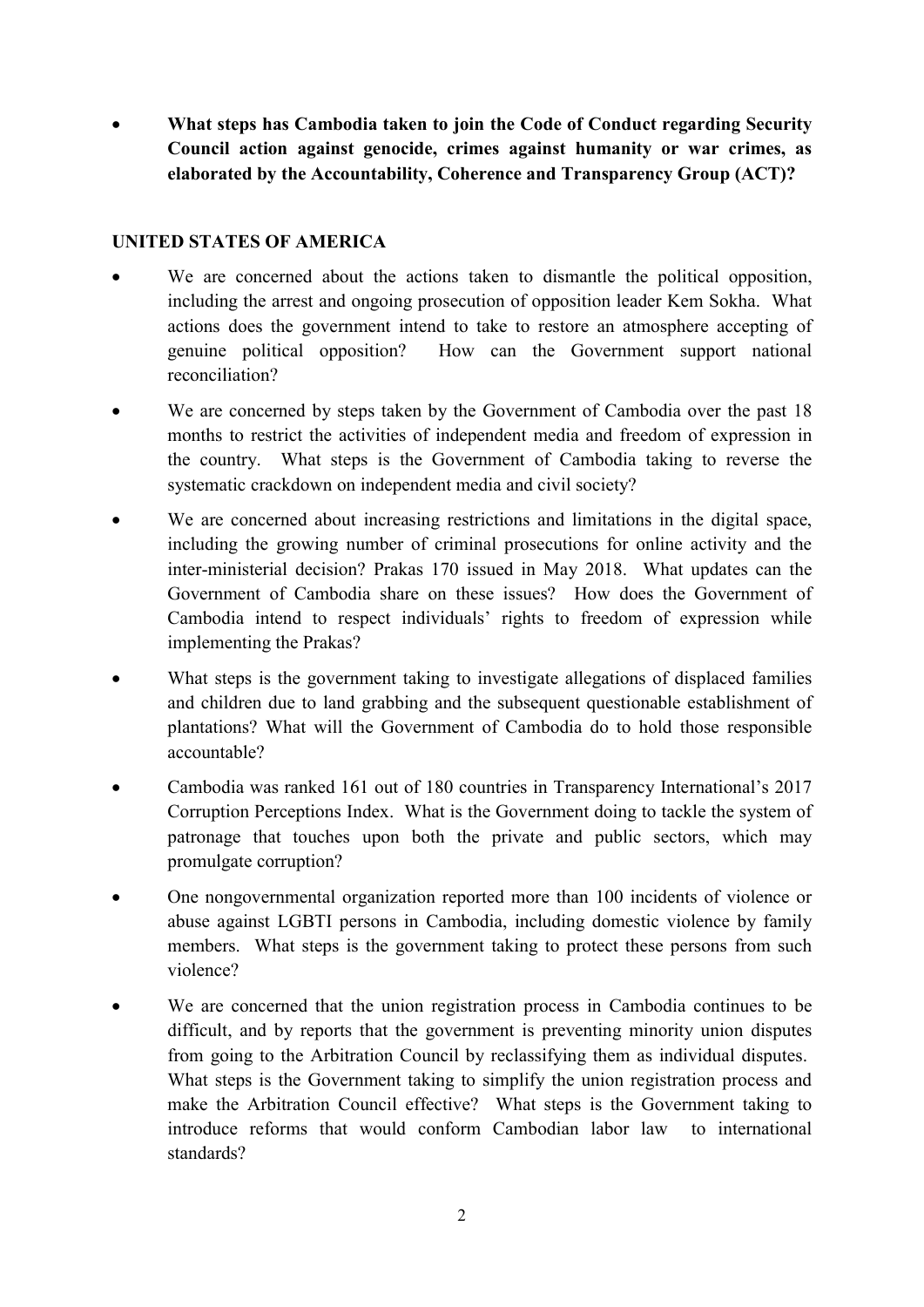- **What steps has Cambodia taken to join the Code of Conduct regarding Security Council action against genocide, crimes against humanity or war crimes, as elaborated by the Accountability, Coherence and Transparency Group (ACT)?**

**UNITED STATES OF AMERICA**

- We are concerned about the actions taken to dismantle the political opposition, including the arrest and ongoing prosecution of opposition leader Kem Sokha. What actions does the government intend to take to restore an atmosphere accepting of genuine political opposition? How can the Government support national reconciliation?
- We are concerned by steps taken by the Government of Cambodia over the past 18 months to restrict the activities of independent media and freedom of expression in the country. What steps is the Government of Cambodia taking to reverse the systematic crackdown on independent media and civil society?
- We are concerned about increasing restrictions and limitations in the digital space, including the growing number of criminal prosecutions for online activity and the inter-ministerial decision? Prakas 170 issued in May 2018. What updates can the Government of Cambodia share on these issues? How does the Government of Cambodia intend to respect individuals' rights to freedom of expression while implementing the Prakas?
- What steps is the government taking to investigate allegations of displaced families and children due to land grabbing and the subsequent questionable establishment of plantations? What will the Government of Cambodia do to hold those responsible accountable?
- Cambodia was ranked 161 out of 180 countries in Transparency International's 2017 Corruption Perceptions Index. What is the Government doing to tackle the system of patronage that touches upon both the private and public sectors, which may promulgate corruption?
- One nongovernmental organization reported more than 100 incidents of violence or abuse against LGBTI persons in Cambodia, including domestic violence by family members. What steps is the government taking to protect these persons from such violence?
- We are concerned that the union registration process in Cambodia continues to be difficult, and by reports that the government is preventing minority union disputes from going to the Arbitration Council by reclassifying them as individual disputes. What steps is the Government taking to simplify the union registration process and make the Arbitration Council effective? What steps is the Government taking to introduce reforms that would conform Cambodian labor law to international standards?